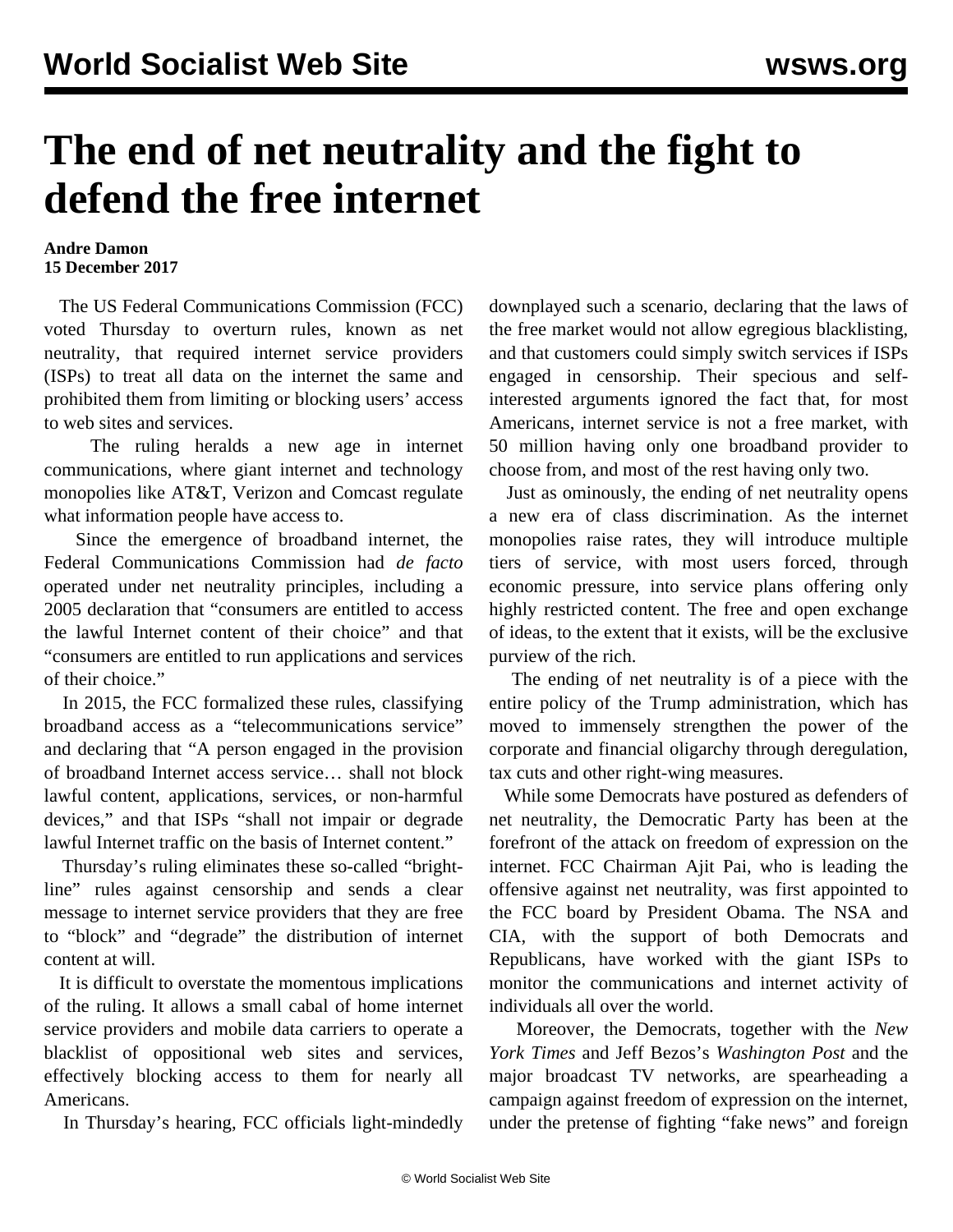# The end of net neutrality and the fight to defend the free internet

**Andre Damon**
**15 December 2017**

The US Federal Communications Commission (FCC) voted Thursday to overturn rules, known as net neutrality, that required internet service providers (ISPs) to treat all data on the internet the same and prohibited them from limiting or blocking users' access to web sites and services.

The ruling heralds a new age in internet communications, where giant internet and technology monopolies like AT&T, Verizon and Comcast regulate what information people have access to.

Since the emergence of broadband internet, the Federal Communications Commission had *de facto* operated under net neutrality principles, including a 2005 declaration that "consumers are entitled to access the lawful Internet content of their choice" and that "consumers are entitled to run applications and services of their choice."

In 2015, the FCC formalized these rules, classifying broadband access as a "telecommunications service" and declaring that "A person engaged in the provision of broadband Internet access service… shall not block lawful content, applications, services, or non-harmful devices," and that ISPs "shall not impair or degrade lawful Internet traffic on the basis of Internet content."

Thursday's ruling eliminates these so-called "bright-line" rules against censorship and sends a clear message to internet service providers that they are free to "block" and "degrade" the distribution of internet content at will.

It is difficult to overstate the momentous implications of the ruling. It allows a small cabal of home internet service providers and mobile data carriers to operate a blacklist of oppositional web sites and services, effectively blocking access to them for nearly all Americans.

In Thursday's hearing, FCC officials light-mindedly downplayed such a scenario, declaring that the laws of the free market would not allow egregious blacklisting, and that customers could simply switch services if ISPs engaged in censorship. Their specious and self-interested arguments ignored the fact that, for most Americans, internet service is not a free market, with 50 million having only one broadband provider to choose from, and most of the rest having only two.

Just as ominously, the ending of net neutrality opens a new era of class discrimination. As the internet monopolies raise rates, they will introduce multiple tiers of service, with most users forced, through economic pressure, into service plans offering only highly restricted content. The free and open exchange of ideas, to the extent that it exists, will be the exclusive purview of the rich.

The ending of net neutrality is of a piece with the entire policy of the Trump administration, which has moved to immensely strengthen the power of the corporate and financial oligarchy through deregulation, tax cuts and other right-wing measures.

While some Democrats have postured as defenders of net neutrality, the Democratic Party has been at the forefront of the attack on freedom of expression on the internet. FCC Chairman Ajit Pai, who is leading the offensive against net neutrality, was first appointed to the FCC board by President Obama. The NSA and CIA, with the support of both Democrats and Republicans, have worked with the giant ISPs to monitor the communications and internet activity of individuals all over the world.

Moreover, the Democrats, together with the *New York Times* and Jeff Bezos's *Washington Post* and the major broadcast TV networks, are spearheading a campaign against freedom of expression on the internet, under the pretense of fighting "fake news" and foreign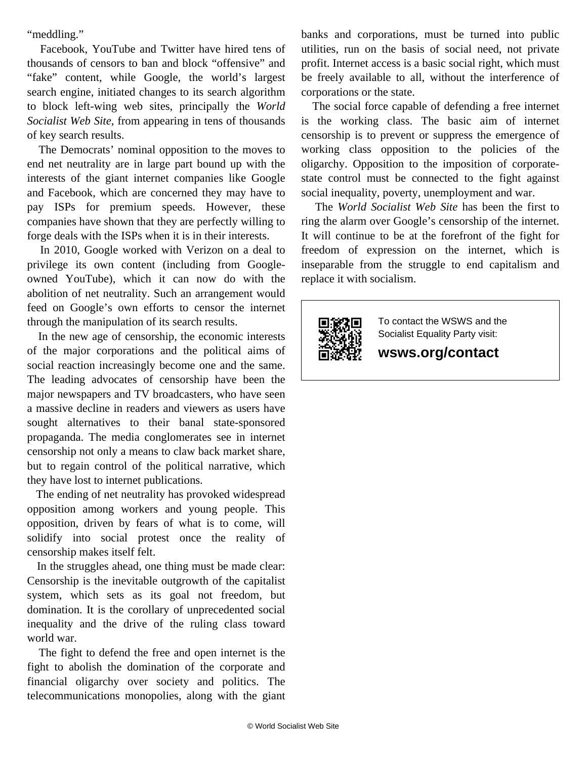"meddling."

Facebook, YouTube and Twitter have hired tens of thousands of censors to ban and block "offensive" and "fake" content, while Google, the world's largest search engine, initiated changes to its search algorithm to block left-wing web sites, principally the *World Socialist Web Site*, from appearing in tens of thousands of key search results.

The Democrats' nominal opposition to the moves to end net neutrality are in large part bound up with the interests of the giant internet companies like Google and Facebook, which are concerned they may have to pay ISPs for premium speeds. However, these companies have shown that they are perfectly willing to forge deals with the ISPs when it is in their interests.

In 2010, Google worked with Verizon on a deal to privilege its own content (including from Google-owned YouTube), which it can now do with the abolition of net neutrality. Such an arrangement would feed on Google's own efforts to censor the internet through the manipulation of its search results.

In the new age of censorship, the economic interests of the major corporations and the political aims of social reaction increasingly become one and the same. The leading advocates of censorship have been the major newspapers and TV broadcasters, who have seen a massive decline in readers and viewers as users have sought alternatives to their banal state-sponsored propaganda. The media conglomerates see in internet censorship not only a means to claw back market share, but to regain control of the political narrative, which they have lost to internet publications.

The ending of net neutrality has provoked widespread opposition among workers and young people. This opposition, driven by fears of what is to come, will solidify into social protest once the reality of censorship makes itself felt.

In the struggles ahead, one thing must be made clear: Censorship is the inevitable outgrowth of the capitalist system, which sets as its goal not freedom, but domination. It is the corollary of unprecedented social inequality and the drive of the ruling class toward world war.

The fight to defend the free and open internet is the fight to abolish the domination of the corporate and financial oligarchy over society and politics. The telecommunications monopolies, along with the giant banks and corporations, must be turned into public utilities, run on the basis of social need, not private profit. Internet access is a basic social right, which must be freely available to all, without the interference of corporations or the state.

The social force capable of defending a free internet is the working class. The basic aim of internet censorship is to prevent or suppress the emergence of working class opposition to the policies of the oligarchy. Opposition to the imposition of corporate-state control must be connected to the fight against social inequality, poverty, unemployment and war.

The *World Socialist Web Site* has been the first to ring the alarm over Google's censorship of the internet. It will continue to be at the forefront of the fight for freedom of expression on the internet, which is inseparable from the struggle to end capitalism and replace it with socialism.

To contact the WSWS and the Socialist Equality Party visit:

**wsws.org/contact**